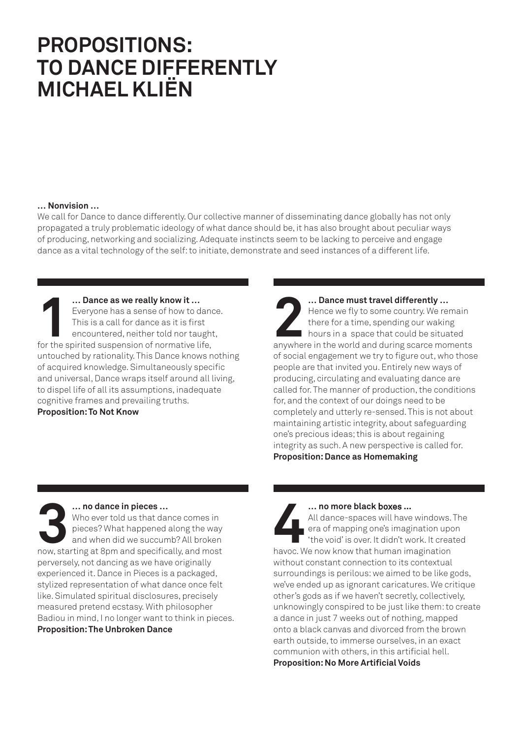# PROPOSITIONS: TO DANCE DIFFERENTLY MICHAEL KLIËN

**… Nonvision …**

We call for Dance to dance differently. Our collective manner of disseminating dance globally has not only propagated a truly problematic ideology of what dance should be, it has also brought about peculiar ways of producing, networking and socializing. Adequate instincts seem to be lacking to perceive and engage dance as a vital technology of the self: to initiate, demonstrate and seed instances of a different life.

## 1

**… Dance as we really know it …**

Everyone has a sense of how to dance. This is a call for dance as it is first encountered, neither told nor taught, for the spirited suspension of normative life, untouched by rationality. This Dance knows nothing of acquired knowledge. Simultaneously specific and universal, Dance wraps itself around all living, to dispel life of all its assumptions, inadequate cognitive frames and prevailing truths.

**Proposition: To Not Know**

## 2

**… Dance must travel differently …**

Hence we fly to some country. We remain there for a time, spending our waking hours in a space that could be situated anywhere in the world and during scarce moments of social engagement we try to figure out, who those people are that invited you. Entirely new ways of producing, circulating and evaluating dance are called for. The manner of production, the conditions for, and the context of our doings need to be completely and utterly re-sensed. This is not about maintaining artistic integrity, about safeguarding one's precious ideas; this is about regaining integrity as such. A new perspective is called for.

**Proposition: Dance as Homemaking**

## 3

**… no dance in pieces …**

Who ever told us that dance comes in pieces? What happened along the way and when did we succumb? All broken now, starting at 8pm and specifically, and most perversely, not dancing as we have originally experienced it. Dance in Pieces is a packaged, stylized representation of what dance once felt like. Simulated spiritual disclosures, precisely measured pretend ecstasy. With philosopher Badiou in mind, I no longer want to think in pieces.

**Proposition: The Unbroken Dance**

## 4

**… no more black boxes …**

All dance-spaces will have windows. The era of mapping one's imagination upon 'the void' is over. It didn't work. It created havoc. We now know that human imagination without constant connection to its contextual surroundings is perilous: we aimed to be like gods, we've ended up as ignorant caricatures. We critique other's gods as if we haven't secretly, collectively, unknowingly conspired to be just like them: to create a dance in just 7 weeks out of nothing, mapped onto a black canvas and divorced from the brown earth outside, to immerse ourselves, in an exact communion with others, in this artificial hell.

**Proposition: No More Artificial Voids**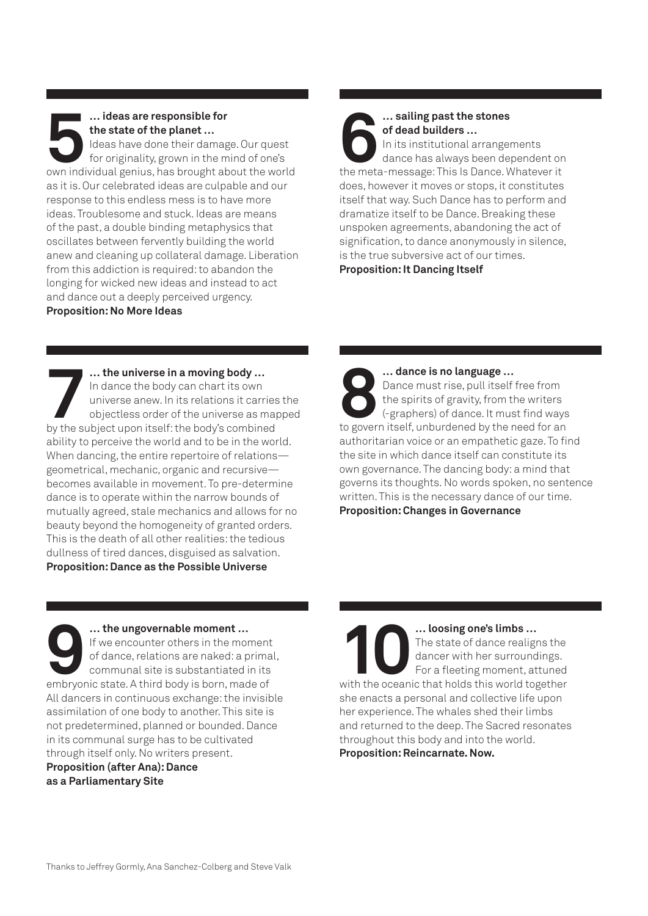## 5 … ideas are responsible for the state of the planet …

Ideas have done their damage. Our quest for originality, grown in the mind of one's own individual genius, has brought about the world as it is. Our celebrated ideas are culpable and our response to this endless mess is to have more ideas. Troublesome and stuck. Ideas are means of the past, a double binding metaphysics that oscillates between fervently building the world anew and cleaning up collateral damage. Liberation from this addiction is required: to abandon the longing for wicked new ideas and instead to act and dance out a deeply perceived urgency.

**Proposition: No More Ideas**

## 6 … sailing past the stones of dead builders …

In its institutional arrangements dance has always been dependent on the meta-message: This Is Dance. Whatever it does, however it moves or stops, it constitutes itself that way. Such Dance has to perform and dramatize itself to be Dance. Breaking these unspoken agreements, abandoning the act of signification, to dance anonymously in silence, is the true subversive act of our times.

**Proposition: It Dancing Itself**

## 7 … the universe in a moving body …

In dance the body can chart its own universe anew. In its relations it carries the objectless order of the universe as mapped by the subject upon itself: the body's combined ability to perceive the world and to be in the world. When dancing, the entire repertoire of relations—geometrical, mechanic, organic and recursive—becomes available in movement. To pre-determine dance is to operate within the narrow bounds of mutually agreed, stale mechanics and allows for no beauty beyond the homogeneity of granted orders. This is the death of all other realities: the tedious dullness of tired dances, disguised as salvation.

**Proposition: Dance as the Possible Universe**

## 8 … dance is no language …

Dance must rise, pull itself free from the spirits of gravity, from the writers (-graphers) of dance. It must find ways to govern itself, unburdened by the need for an authoritarian voice or an empathetic gaze. To find the site in which dance itself can constitute its own governance. The dancing body: a mind that governs its thoughts. No words spoken, no sentence written. This is the necessary dance of our time.

**Proposition: Changes in Governance**

## 9 … the ungovernable moment …

If we encounter others in the moment of dance, relations are naked: a primal, communal site is substantiated in its embryonic state. A third body is born, made of All dancers in continuous exchange: the invisible assimilation of one body to another. This site is not predetermined, planned or bounded. Dance in its communal surge has to be cultivated through itself only. No writers present.

**Proposition (after Ana): Dance as a Parliamentary Site**

## 10 … loosing one's limbs …

The state of dance realigns the dancer with her surroundings. For a fleeting moment, attuned with the oceanic that holds this world together she enacts a personal and collective life upon her experience. The whales shed their limbs and returned to the deep. The Sacred resonates throughout this body and into the world.

**Proposition: Reincarnate. Now.**

Thanks to Jeffrey Gormly, Ana Sanchez-Colberg and Steve Valk